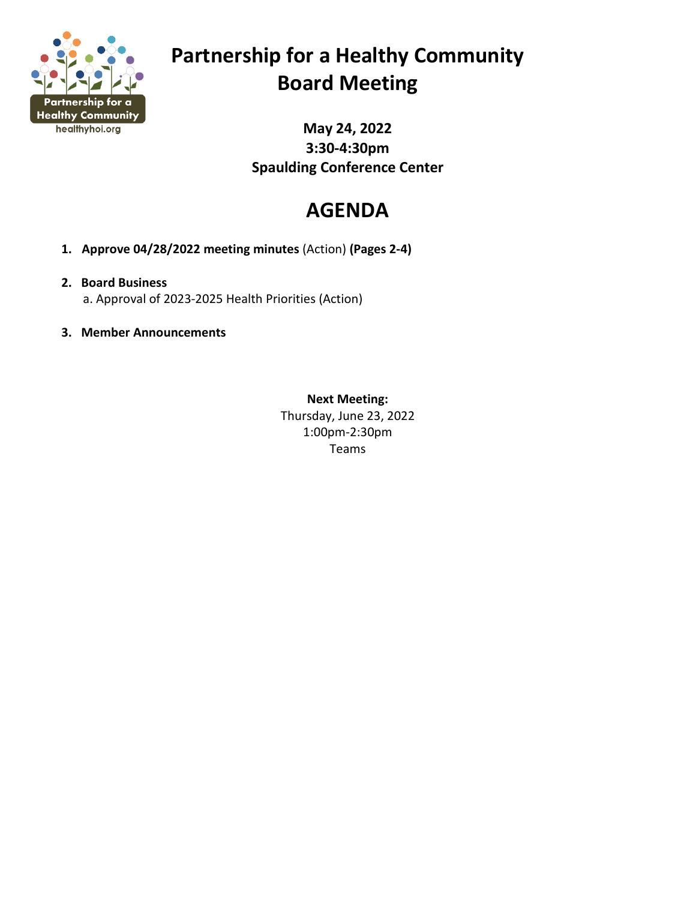# Partnership for a Healthy Community
# Board Meeting

**May 24, 2022**
**3:30-4:30pm**
**Spaulding Conference Center**

## AGENDA

1. **Approve 04/28/2022 meeting minutes** (Action) **(Pages 2-4)**

2. **Board Business**
   a. Approval of 2023-2025 Health Priorities (Action)

3. **Member Announcements**

**Next Meeting:**
Thursday, June 23, 2022
1:00pm-2:30pm
Teams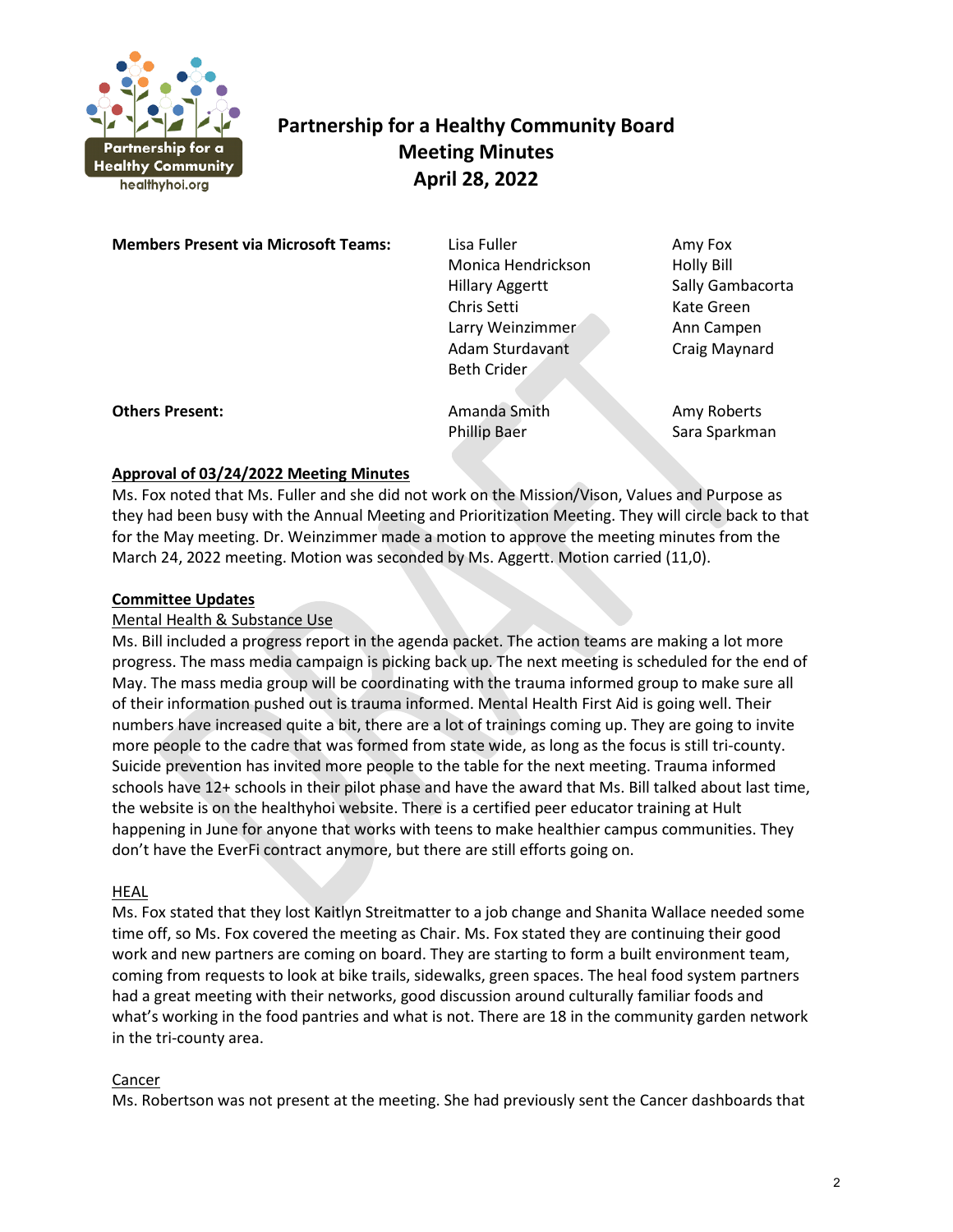# Partnership for a Healthy Community Board Meeting Minutes April 28, 2022

| **Members Present via Microsoft Teams:** | Lisa Fuller | Amy Fox |
|---|---|---|
| | Monica Hendrickson | Holly Bill |
| | Hillary Aggertt | Sally Gambacorta |
| | Chris Setti | Kate Green |
| | Larry Weinzimmer | Ann Campen |
| | Adam Sturdavant | Craig Maynard |
| | Beth Crider | |
| **Others Present:** | Amanda Smith | Amy Roberts |
| | Phillip Baer | Sara Sparkman |

**Approval of 03/24/2022 Meeting Minutes**

Ms. Fox noted that Ms. Fuller and she did not work on the Mission/Vison, Values and Purpose as they had been busy with the Annual Meeting and Prioritization Meeting. They will circle back to that for the May meeting. Dr. Weinzimmer made a motion to approve the meeting minutes from the March 24, 2022 meeting. Motion was seconded by Ms. Aggertt. Motion carried (11,0).

**Committee Updates**

Mental Health & Substance Use

Ms. Bill included a progress report in the agenda packet. The action teams are making a lot more progress. The mass media campaign is picking back up. The next meeting is scheduled for the end of May. The mass media group will be coordinating with the trauma informed group to make sure all of their information pushed out is trauma informed. Mental Health First Aid is going well. Their numbers have increased quite a bit, there are a lot of trainings coming up. They are going to invite more people to the cadre that was formed from state wide, as long as the focus is still tri-county. Suicide prevention has invited more people to the table for the next meeting. Trauma informed schools have 12+ schools in their pilot phase and have the award that Ms. Bill talked about last time, the website is on the healthyhoi website. There is a certified peer educator training at Hult happening in June for anyone that works with teens to make healthier campus communities. They don't have the EverFi contract anymore, but there are still efforts going on.

HEAL

Ms. Fox stated that they lost Kaitlyn Streitmatter to a job change and Shanita Wallace needed some time off, so Ms. Fox covered the meeting as Chair. Ms. Fox stated they are continuing their good work and new partners are coming on board. They are starting to form a built environment team, coming from requests to look at bike trails, sidewalks, green spaces. The heal food system partners had a great meeting with their networks, good discussion around culturally familiar foods and what's working in the food pantries and what is not. There are 18 in the community garden network in the tri-county area.

Cancer

Ms. Robertson was not present at the meeting. She had previously sent the Cancer dashboards that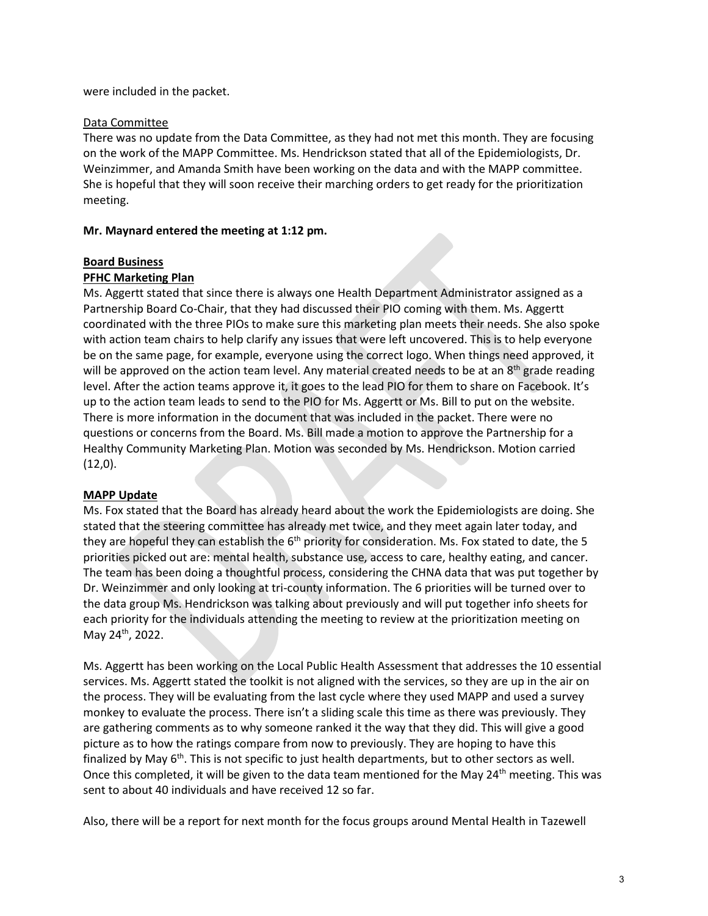were included in the packet.

Data Committee

There was no update from the Data Committee, as they had not met this month. They are focusing on the work of the MAPP Committee. Ms. Hendrickson stated that all of the Epidemiologists, Dr. Weinzimmer, and Amanda Smith have been working on the data and with the MAPP committee. She is hopeful that they will soon receive their marching orders to get ready for the prioritization meeting.

**Mr. Maynard entered the meeting at 1:12 pm.**

**Board Business**

**PFHC Marketing Plan**

Ms. Aggertt stated that since there is always one Health Department Administrator assigned as a Partnership Board Co-Chair, that they had discussed their PIO coming with them. Ms. Aggertt coordinated with the three PIOs to make sure this marketing plan meets their needs. She also spoke with action team chairs to help clarify any issues that were left uncovered. This is to help everyone be on the same page, for example, everyone using the correct logo. When things need approved, it will be approved on the action team level. Any material created needs to be at an 8th grade reading level. After the action teams approve it, it goes to the lead PIO for them to share on Facebook. It's up to the action team leads to send to the PIO for Ms. Aggertt or Ms. Bill to put on the website. There is more information in the document that was included in the packet. There were no questions or concerns from the Board. Ms. Bill made a motion to approve the Partnership for a Healthy Community Marketing Plan. Motion was seconded by Ms. Hendrickson. Motion carried (12,0).

**MAPP Update**

Ms. Fox stated that the Board has already heard about the work the Epidemiologists are doing. She stated that the steering committee has already met twice, and they meet again later today, and they are hopeful they can establish the 6th priority for consideration. Ms. Fox stated to date, the 5 priorities picked out are: mental health, substance use, access to care, healthy eating, and cancer. The team has been doing a thoughtful process, considering the CHNA data that was put together by Dr. Weinzimmer and only looking at tri-county information. The 6 priorities will be turned over to the data group Ms. Hendrickson was talking about previously and will put together info sheets for each priority for the individuals attending the meeting to review at the prioritization meeting on May 24th, 2022.

Ms. Aggertt has been working on the Local Public Health Assessment that addresses the 10 essential services. Ms. Aggertt stated the toolkit is not aligned with the services, so they are up in the air on the process. They will be evaluating from the last cycle where they used MAPP and used a survey monkey to evaluate the process. There isn't a sliding scale this time as there was previously. They are gathering comments as to why someone ranked it the way that they did. This will give a good picture as to how the ratings compare from now to previously. They are hoping to have this finalized by May 6th. This is not specific to just health departments, but to other sectors as well. Once this completed, it will be given to the data team mentioned for the May 24th meeting. This was sent to about 40 individuals and have received 12 so far.

Also, there will be a report for next month for the focus groups around Mental Health in Tazewell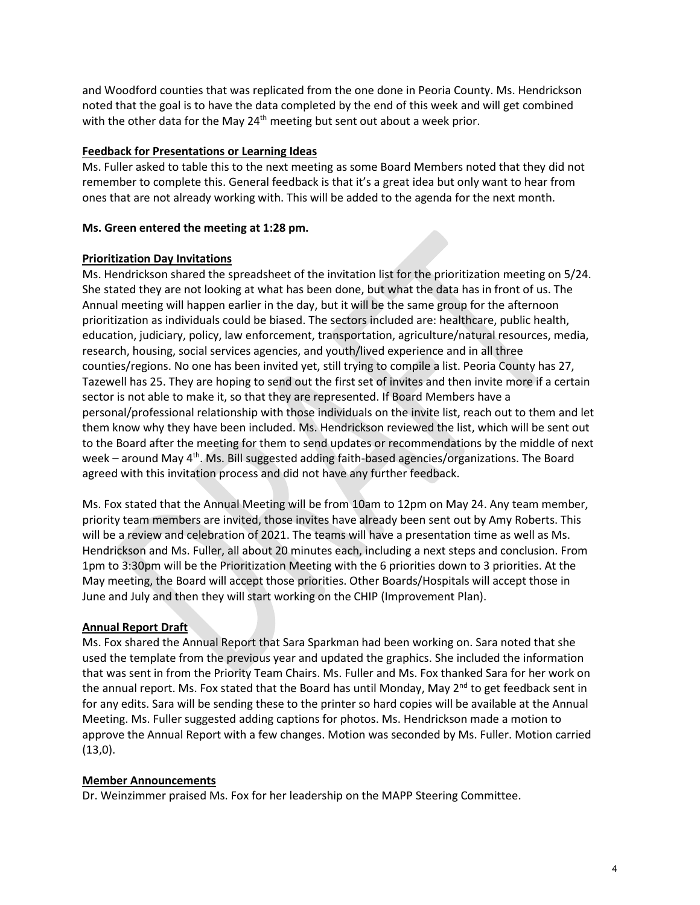and Woodford counties that was replicated from the one done in Peoria County. Ms. Hendrickson noted that the goal is to have the data completed by the end of this week and will get combined with the other data for the May 24th meeting but sent out about a week prior.

**Feedback for Presentations or Learning Ideas**

Ms. Fuller asked to table this to the next meeting as some Board Members noted that they did not remember to complete this. General feedback is that it's a great idea but only want to hear from ones that are not already working with. This will be added to the agenda for the next month.

**Ms. Green entered the meeting at 1:28 pm.**

**Prioritization Day Invitations**

Ms. Hendrickson shared the spreadsheet of the invitation list for the prioritization meeting on 5/24. She stated they are not looking at what has been done, but what the data has in front of us. The Annual meeting will happen earlier in the day, but it will be the same group for the afternoon prioritization as individuals could be biased. The sectors included are: healthcare, public health, education, judiciary, policy, law enforcement, transportation, agriculture/natural resources, media, research, housing, social services agencies, and youth/lived experience and in all three counties/regions. No one has been invited yet, still trying to compile a list. Peoria County has 27, Tazewell has 25. They are hoping to send out the first set of invites and then invite more if a certain sector is not able to make it, so that they are represented. If Board Members have a personal/professional relationship with those individuals on the invite list, reach out to them and let them know why they have been included. Ms. Hendrickson reviewed the list, which will be sent out to the Board after the meeting for them to send updates or recommendations by the middle of next week – around May 4th. Ms. Bill suggested adding faith-based agencies/organizations. The Board agreed with this invitation process and did not have any further feedback.

Ms. Fox stated that the Annual Meeting will be from 10am to 12pm on May 24. Any team member, priority team members are invited, those invites have already been sent out by Amy Roberts. This will be a review and celebration of 2021. The teams will have a presentation time as well as Ms. Hendrickson and Ms. Fuller, all about 20 minutes each, including a next steps and conclusion. From 1pm to 3:30pm will be the Prioritization Meeting with the 6 priorities down to 3 priorities. At the May meeting, the Board will accept those priorities. Other Boards/Hospitals will accept those in June and July and then they will start working on the CHIP (Improvement Plan).

**Annual Report Draft**

Ms. Fox shared the Annual Report that Sara Sparkman had been working on. Sara noted that she used the template from the previous year and updated the graphics. She included the information that was sent in from the Priority Team Chairs. Ms. Fuller and Ms. Fox thanked Sara for her work on the annual report. Ms. Fox stated that the Board has until Monday, May 2nd to get feedback sent in for any edits. Sara will be sending these to the printer so hard copies will be available at the Annual Meeting. Ms. Fuller suggested adding captions for photos. Ms. Hendrickson made a motion to approve the Annual Report with a few changes. Motion was seconded by Ms. Fuller. Motion carried (13,0).

**Member Announcements**

Dr. Weinzimmer praised Ms. Fox for her leadership on the MAPP Steering Committee.